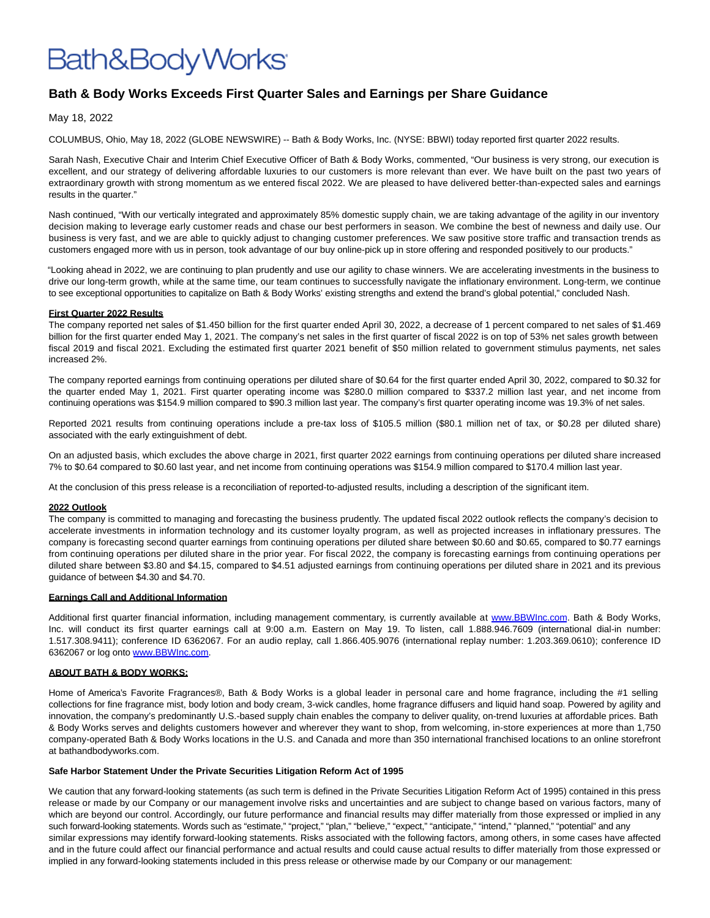# Bath&BodyWorks

## Bath & Body Works Exceeds First Quarter Sales and Earnings per Share Guidance

May 18, 2022

COLUMBUS, Ohio, May 18, 2022 (GLOBE NEWSWIRE) -- Bath & Body Works, Inc. (NYSE: BBWI) today reported first quarter 2022 results.

Sarah Nash, Executive Chair and Interim Chief Executive Officer of Bath & Body Works, commented, "Our business is very strong, our execution is excellent, and our strategy of delivering affordable luxuries to our customers is more relevant than ever. We have built on the past two years of extraordinary growth with strong momentum as we entered fiscal 2022. We are pleased to have delivered better-than-expected sales and earnings results in the quarter."

Nash continued, "With our vertically integrated and approximately 85% domestic supply chain, we are taking advantage of the agility in our inventory decision making to leverage early customer reads and chase our best performers in season. We combine the best of newness and daily use. Our business is very fast, and we are able to quickly adjust to changing customer preferences. We saw positive store traffic and transaction trends as customers engaged more with us in person, took advantage of our buy online-pick up in store offering and responded positively to our products."

"Looking ahead in 2022, we are continuing to plan prudently and use our agility to chase winners. We are accelerating investments in the business to drive our long-term growth, while at the same time, our team continues to successfully navigate the inflationary environment. Long-term, we continue to see exceptional opportunities to capitalize on Bath & Body Works' existing strengths and extend the brand's global potential," concluded Nash.

**First Quarter 2022 Results**

The company reported net sales of $1.450 billion for the first quarter ended April 30, 2022, a decrease of 1 percent compared to net sales of $1.469 billion for the first quarter ended May 1, 2021. The company's net sales in the first quarter of fiscal 2022 is on top of 53% net sales growth between fiscal 2019 and fiscal 2021. Excluding the estimated first quarter 2021 benefit of $50 million related to government stimulus payments, net sales increased 2%.

The company reported earnings from continuing operations per diluted share of $0.64 for the first quarter ended April 30, 2022, compared to $0.32 for the quarter ended May 1, 2021. First quarter operating income was $280.0 million compared to $337.2 million last year, and net income from continuing operations was $154.9 million compared to $90.3 million last year. The company's first quarter operating income was 19.3% of net sales.

Reported 2021 results from continuing operations include a pre-tax loss of $105.5 million ($80.1 million net of tax, or $0.28 per diluted share) associated with the early extinguishment of debt.

On an adjusted basis, which excludes the above charge in 2021, first quarter 2022 earnings from continuing operations per diluted share increased 7% to $0.64 compared to $0.60 last year, and net income from continuing operations was $154.9 million compared to $170.4 million last year.

At the conclusion of this press release is a reconciliation of reported-to-adjusted results, including a description of the significant item.

**2022 Outlook**

The company is committed to managing and forecasting the business prudently. The updated fiscal 2022 outlook reflects the company's decision to accelerate investments in information technology and its customer loyalty program, as well as projected increases in inflationary pressures. The company is forecasting second quarter earnings from continuing operations per diluted share between $0.60 and $0.65, compared to $0.77 earnings from continuing operations per diluted share in the prior year. For fiscal 2022, the company is forecasting earnings from continuing operations per diluted share between $3.80 and $4.15, compared to $4.51 adjusted earnings from continuing operations per diluted share in 2021 and its previous guidance of between $4.30 and $4.70.

**Earnings Call and Additional Information**

Additional first quarter financial information, including management commentary, is currently available at www.BBWInc.com. Bath & Body Works, Inc. will conduct its first quarter earnings call at 9:00 a.m. Eastern on May 19. To listen, call 1.888.946.7609 (international dial-in number: 1.517.308.9411); conference ID 6362067. For an audio replay, call 1.866.405.9076 (international replay number: 1.203.369.0610); conference ID 6362067 or log onto www.BBWInc.com.

**ABOUT BATH & BODY WORKS:**

Home of America's Favorite Fragrances®, Bath & Body Works is a global leader in personal care and home fragrance, including the #1 selling collections for fine fragrance mist, body lotion and body cream, 3-wick candles, home fragrance diffusers and liquid hand soap. Powered by agility and innovation, the company's predominantly U.S.-based supply chain enables the company to deliver quality, on-trend luxuries at affordable prices. Bath & Body Works serves and delights customers however and wherever they want to shop, from welcoming, in-store experiences at more than 1,750 company-operated Bath & Body Works locations in the U.S. and Canada and more than 350 international franchised locations to an online storefront at bathandbodyworks.com.

**Safe Harbor Statement Under the Private Securities Litigation Reform Act of 1995**

We caution that any forward-looking statements (as such term is defined in the Private Securities Litigation Reform Act of 1995) contained in this press release or made by our Company or our management involve risks and uncertainties and are subject to change based on various factors, many of which are beyond our control. Accordingly, our future performance and financial results may differ materially from those expressed or implied in any such forward-looking statements. Words such as "estimate," "project," "plan," "believe," "expect," "anticipate," "intend," "planned," "potential" and any similar expressions may identify forward-looking statements. Risks associated with the following factors, among others, in some cases have affected and in the future could affect our financial performance and actual results and could cause actual results to differ materially from those expressed or implied in any forward-looking statements included in this press release or otherwise made by our Company or our management: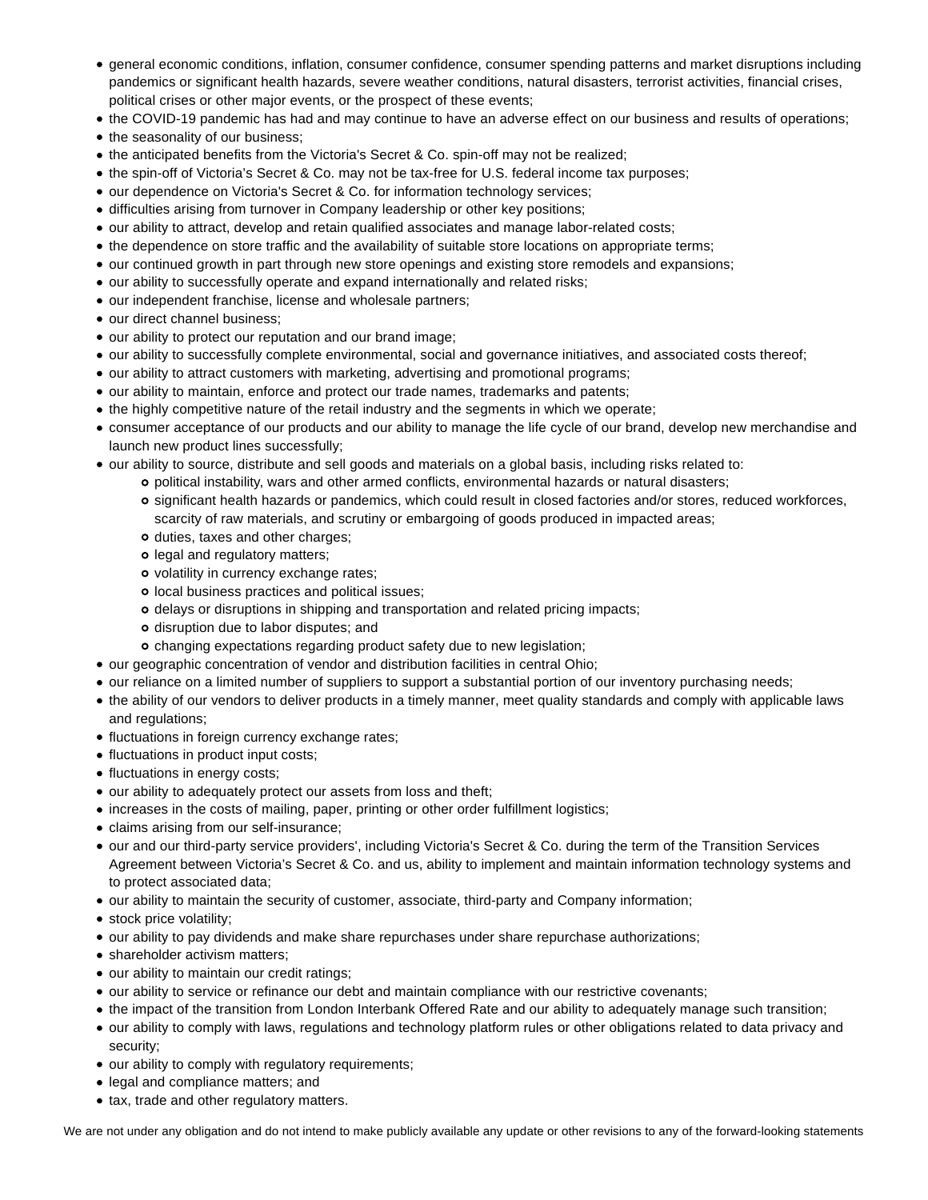- general economic conditions, inflation, consumer confidence, consumer spending patterns and market disruptions including pandemics or significant health hazards, severe weather conditions, natural disasters, terrorist activities, financial crises, political crises or other major events, or the prospect of these events;
- the COVID-19 pandemic has had and may continue to have an adverse effect on our business and results of operations;
- the seasonality of our business;
- the anticipated benefits from the Victoria's Secret & Co. spin-off may not be realized;
- the spin-off of Victoria's Secret & Co. may not be tax-free for U.S. federal income tax purposes;
- our dependence on Victoria's Secret & Co. for information technology services;
- difficulties arising from turnover in Company leadership or other key positions;
- our ability to attract, develop and retain qualified associates and manage labor-related costs;
- the dependence on store traffic and the availability of suitable store locations on appropriate terms;
- our continued growth in part through new store openings and existing store remodels and expansions;
- our ability to successfully operate and expand internationally and related risks;
- our independent franchise, license and wholesale partners;
- our direct channel business;
- our ability to protect our reputation and our brand image;
- our ability to successfully complete environmental, social and governance initiatives, and associated costs thereof;
- our ability to attract customers with marketing, advertising and promotional programs;
- our ability to maintain, enforce and protect our trade names, trademarks and patents;
- the highly competitive nature of the retail industry and the segments in which we operate;
- consumer acceptance of our products and our ability to manage the life cycle of our brand, develop new merchandise and launch new product lines successfully;
- our ability to source, distribute and sell goods and materials on a global basis, including risks related to:
  - political instability, wars and other armed conflicts, environmental hazards or natural disasters;
  - significant health hazards or pandemics, which could result in closed factories and/or stores, reduced workforces, scarcity of raw materials, and scrutiny or embargoing of goods produced in impacted areas;
  - duties, taxes and other charges;
  - legal and regulatory matters;
  - volatility in currency exchange rates;
  - local business practices and political issues;
  - delays or disruptions in shipping and transportation and related pricing impacts;
  - disruption due to labor disputes; and
  - changing expectations regarding product safety due to new legislation;
- our geographic concentration of vendor and distribution facilities in central Ohio;
- our reliance on a limited number of suppliers to support a substantial portion of our inventory purchasing needs;
- the ability of our vendors to deliver products in a timely manner, meet quality standards and comply with applicable laws and regulations;
- fluctuations in foreign currency exchange rates;
- fluctuations in product input costs;
- fluctuations in energy costs;
- our ability to adequately protect our assets from loss and theft;
- increases in the costs of mailing, paper, printing or other order fulfillment logistics;
- claims arising from our self-insurance;
- our and our third-party service providers', including Victoria's Secret & Co. during the term of the Transition Services Agreement between Victoria's Secret & Co. and us, ability to implement and maintain information technology systems and to protect associated data;
- our ability to maintain the security of customer, associate, third-party and Company information;
- stock price volatility;
- our ability to pay dividends and make share repurchases under share repurchase authorizations;
- shareholder activism matters;
- our ability to maintain our credit ratings;
- our ability to service or refinance our debt and maintain compliance with our restrictive covenants;
- the impact of the transition from London Interbank Offered Rate and our ability to adequately manage such transition;
- our ability to comply with laws, regulations and technology platform rules or other obligations related to data privacy and security;
- our ability to comply with regulatory requirements;
- legal and compliance matters; and
- tax, trade and other regulatory matters.

We are not under any obligation and do not intend to make publicly available any update or other revisions to any of the forward-looking statements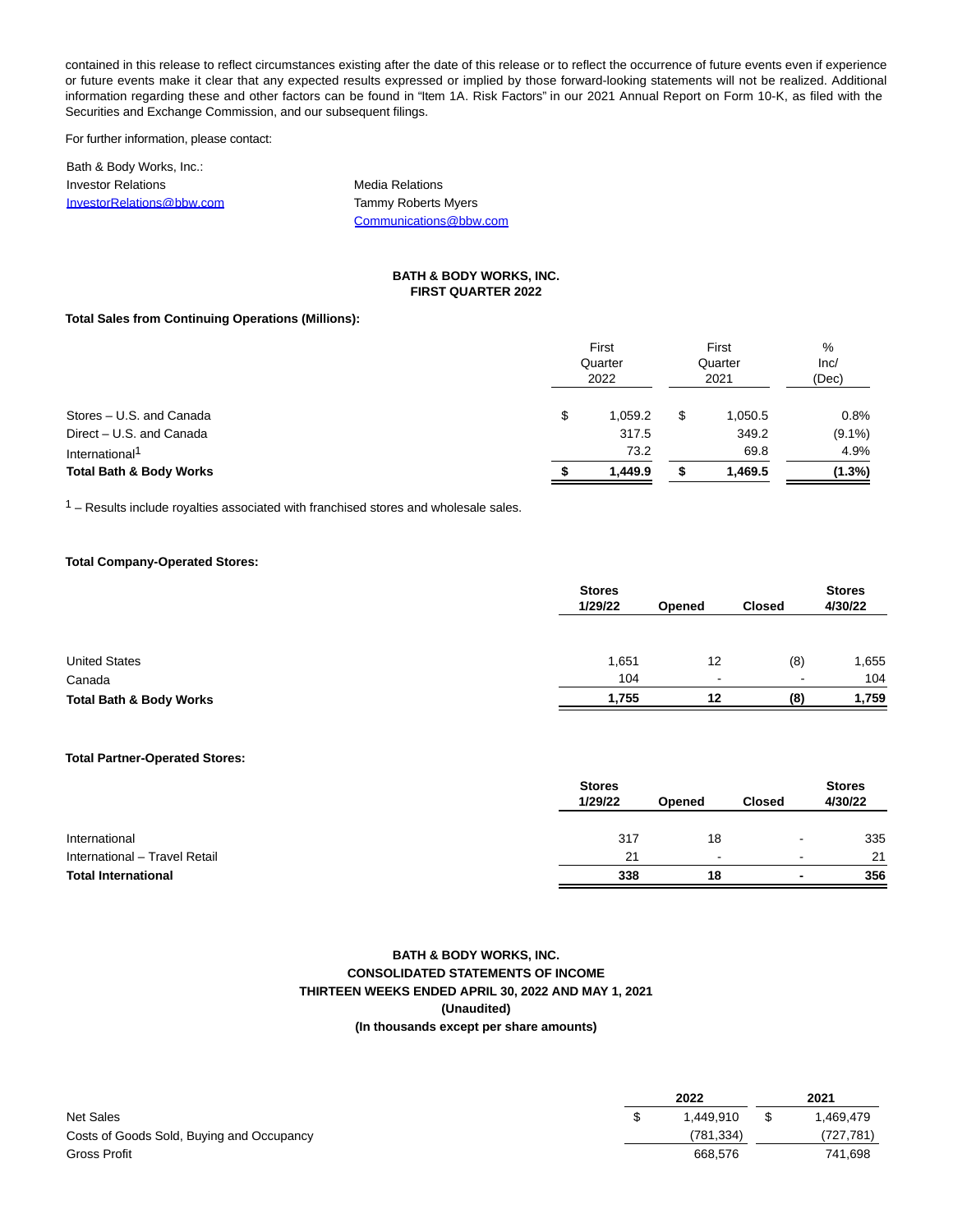contained in this release to reflect circumstances existing after the date of this release or to reflect the occurrence of future events even if experience or future events make it clear that any expected results expressed or implied by those forward-looking statements will not be realized. Additional information regarding these and other factors can be found in "Item 1A. Risk Factors" in our 2021 Annual Report on Form 10-K, as filed with the Securities and Exchange Commission, and our subsequent filings.

For further information, please contact:

Bath & Body Works, Inc.:
Investor Relations
InvestorRelations@bbw.com

Media Relations
Tammy Roberts Myers
Communications@bbw.com

**BATH & BODY WORKS, INC.**
**FIRST QUARTER 2022**

**Total Sales from Continuing Operations (Millions):**

| | First Quarter 2022 | First Quarter 2021 | % Inc/ (Dec) |
|---|---|---|---|
| Stores – U.S. and Canada | $ 1,059.2 | $ 1,050.5 | 0.8% |
| Direct – U.S. and Canada | 317.5 | 349.2 | (9.1%) |
| International[1] | 73.2 | 69.8 | 4.9% |
| **Total Bath & Body Works** | **$ 1,449.9** | **$ 1,469.5** | **(1.3%)** |

[1] – Results include royalties associated with franchised stores and wholesale sales.

**Total Company-Operated Stores:**

| | Stores 1/29/22 | Opened | Closed | Stores 4/30/22 |
|---|---|---|---|---|
| United States | 1,651 | 12 | (8) | 1,655 |
| Canada | 104 | - | - | 104 |
| **Total Bath & Body Works** | **1,755** | **12** | **(8)** | **1,759** |

**Total Partner-Operated Stores:**

| | Stores 1/29/22 | Opened | Closed | Stores 4/30/22 |
|---|---|---|---|---|
| International | 317 | 18 | - | 335 |
| International – Travel Retail | 21 | - | - | 21 |
| **Total International** | **338** | **18** | **-** | **356** |

**BATH & BODY WORKS, INC.**
**CONSOLIDATED STATEMENTS OF INCOME**
**THIRTEEN WEEKS ENDED APRIL 30, 2022 AND MAY 1, 2021**
**(Unaudited)**
**(In thousands except per share amounts)**

| | 2022 | 2021 |
|---|---|---|
| Net Sales | $ 1,449,910 | $ 1,469,479 |
| Costs of Goods Sold, Buying and Occupancy | (781,334) | (727,781) |
| Gross Profit | 668,576 | 741,698 |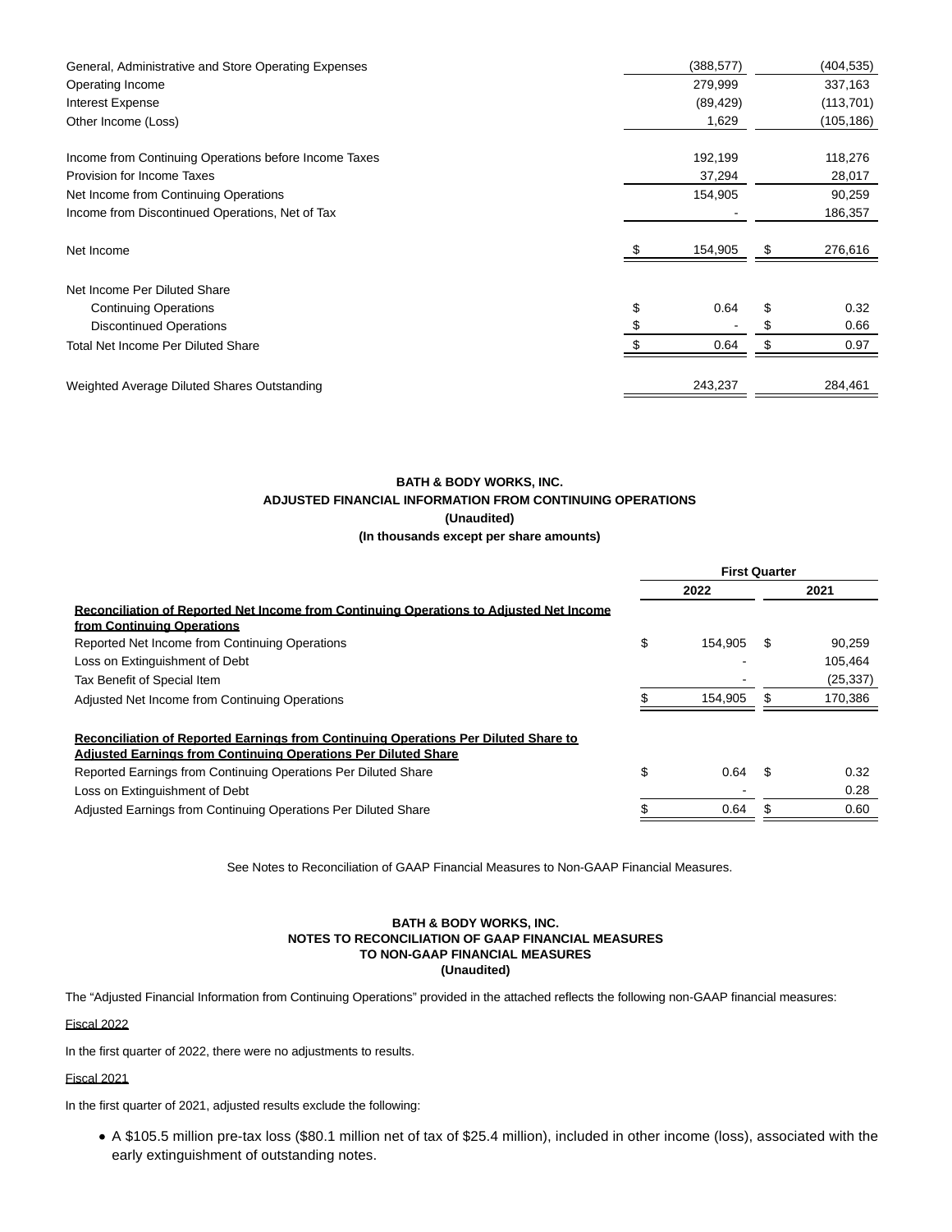| | | |
|---|---|---|
| General, Administrative and Store Operating Expenses | (388,577) | (404,535) |
| Operating Income | 279,999 | 337,163 |
| Interest Expense | (89,429) | (113,701) |
| Other Income (Loss) | 1,629 | (105,186) |
| Income from Continuing Operations before Income Taxes | 192,199 | 118,276 |
| Provision for Income Taxes | 37,294 | 28,017 |
| Net Income from Continuing Operations | 154,905 | 90,259 |
| Income from Discontinued Operations, Net of Tax | - | 186,357 |
| Net Income | $ 154,905 | $ 276,616 |
| Net Income Per Diluted Share | | |
| Continuing Operations | $ 0.64 | $ 0.32 |
| Discontinued Operations | $ - | $ 0.66 |
| Total Net Income Per Diluted Share | $ 0.64 | $ 0.97 |
| Weighted Average Diluted Shares Outstanding | 243,237 | 284,461 |

**BATH & BODY WORKS, INC.**
**ADJUSTED FINANCIAL INFORMATION FROM CONTINUING OPERATIONS**
**(Unaudited)**
**(In thousands except per share amounts)**

| | First Quarter | |
|---|---|---|
| | 2022 | 2021 |
| **Reconciliation of Reported Net Income from Continuing Operations to Adjusted Net Income from Continuing Operations** | | |
| Reported Net Income from Continuing Operations | $ 154,905 | $ 90,259 |
| Loss on Extinguishment of Debt | - | 105,464 |
| Tax Benefit of Special Item | - | (25,337) |
| Adjusted Net Income from Continuing Operations | $ 154,905 | $ 170,386 |
| **Reconciliation of Reported Earnings from Continuing Operations Per Diluted Share to Adjusted Earnings from Continuing Operations Per Diluted Share** | | |
| Reported Earnings from Continuing Operations Per Diluted Share | $ 0.64 | $ 0.32 |
| Loss on Extinguishment of Debt | - | 0.28 |
| Adjusted Earnings from Continuing Operations Per Diluted Share | $ 0.64 | $ 0.60 |

See Notes to Reconciliation of GAAP Financial Measures to Non-GAAP Financial Measures.

**BATH & BODY WORKS, INC.**
**NOTES TO RECONCILIATION OF GAAP FINANCIAL MEASURES**
**TO NON-GAAP FINANCIAL MEASURES**
**(Unaudited)**

The "Adjusted Financial Information from Continuing Operations" provided in the attached reflects the following non-GAAP financial measures:

Fiscal 2022

In the first quarter of 2022, there were no adjustments to results.

Fiscal 2021

In the first quarter of 2021, adjusted results exclude the following:

- A $105.5 million pre-tax loss ($80.1 million net of tax of $25.4 million), included in other income (loss), associated with the early extinguishment of outstanding notes.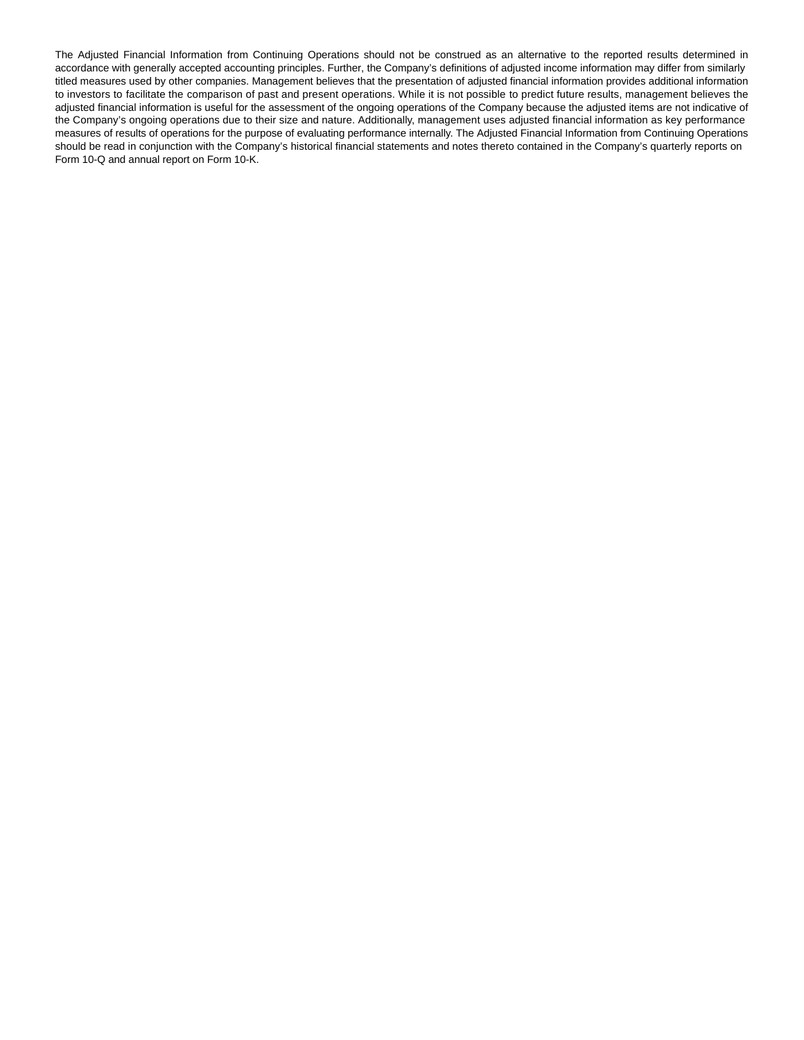The Adjusted Financial Information from Continuing Operations should not be construed as an alternative to the reported results determined in accordance with generally accepted accounting principles. Further, the Company's definitions of adjusted income information may differ from similarly titled measures used by other companies. Management believes that the presentation of adjusted financial information provides additional information to investors to facilitate the comparison of past and present operations. While it is not possible to predict future results, management believes the adjusted financial information is useful for the assessment of the ongoing operations of the Company because the adjusted items are not indicative of the Company's ongoing operations due to their size and nature. Additionally, management uses adjusted financial information as key performance measures of results of operations for the purpose of evaluating performance internally. The Adjusted Financial Information from Continuing Operations should be read in conjunction with the Company's historical financial statements and notes thereto contained in the Company's quarterly reports on Form 10-Q and annual report on Form 10-K.